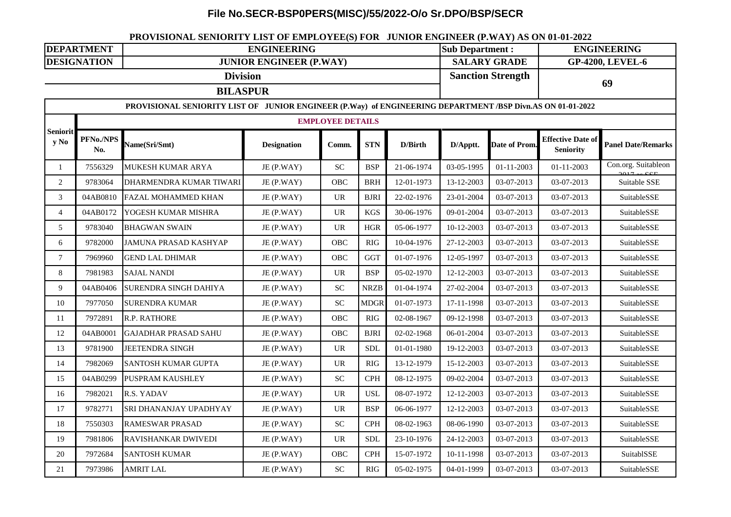## File No.SECR-BSP0PERS(MISC)/55/2022-O/o Sr.DPO/BSP/SECR

### PROVISIONAL SENIORITY LIST OF EMPLOYEE(S) FOR JUNIOR ENGINEER (P.WAY) AS ON 01-01-2022

| DEPARTMENT | ENGINEERING | Sub Department : | ENGINEERING |
|---|---|---|---|
| DESIGNATION | JUNIOR ENGINEER (P.WAY) | SALARY GRADE | GP-4200, LEVEL-6 |
| Division | BILASPUR | Sanction Strength | 69 |

**PROVISIONAL SENIORITY LIST OF JUNIOR ENGINEER (P.Way) of ENGINEERING DEPARTMENT /BSP Divn.AS ON 01-01-2022**

**EMPLOYEE DETAILS**

| Seniority No | PFNo./NPS No. | Name(Sri/Smt) | Designation | Comm. | STN | D/Birth | D/Apptt. | Date of Prom. | Effective Date of Seniority | Panel Date/Remarks |
|---|---|---|---|---|---|---|---|---|---|---|
| 1 | 7556329 | MUKESH KUMAR ARYA | JE (P.WAY) | SC | BSP | 21-06-1974 | 03-05-1995 | 01-11-2003 | 01-11-2003 | Con.org. Suitableon 2017 as SSE |
| 2 | 9783064 | DHARMENDRA KUMAR TIWARI | JE (P.WAY) | OBC | BRH | 12-01-1973 | 13-12-2003 | 03-07-2013 | 03-07-2013 | Suitable SSE |
| 3 | 04AB0810 | FAZAL MOHAMMED KHAN | JE (P.WAY) | UR | BJRI | 22-02-1976 | 23-01-2004 | 03-07-2013 | 03-07-2013 | SuitableSSE |
| 4 | 04AB0172 | YOGESH KUMAR MISHRA | JE (P.WAY) | UR | KGS | 30-06-1976 | 09-01-2004 | 03-07-2013 | 03-07-2013 | SuitableSSE |
| 5 | 9783040 | BHAGWAN SWAIN | JE (P.WAY) | UR | HGR | 05-06-1977 | 10-12-2003 | 03-07-2013 | 03-07-2013 | SuitableSSE |
| 6 | 9782000 | JAMUNA PRASAD KASHYAP | JE (P.WAY) | OBC | RIG | 10-04-1976 | 27-12-2003 | 03-07-2013 | 03-07-2013 | SuitableSSE |
| 7 | 7969960 | GEND LAL DHIMAR | JE (P.WAY) | OBC | GGT | 01-07-1976 | 12-05-1997 | 03-07-2013 | 03-07-2013 | SuitableSSE |
| 8 | 7981983 | SAJAL NANDI | JE (P.WAY) | UR | BSP | 05-02-1970 | 12-12-2003 | 03-07-2013 | 03-07-2013 | SuitableSSE |
| 9 | 04AB0406 | SURENDRA SINGH DAHIYA | JE (P.WAY) | SC | NRZB | 01-04-1974 | 27-02-2004 | 03-07-2013 | 03-07-2013 | SuitableSSE |
| 10 | 7977050 | SURENDRA KUMAR | JE (P.WAY) | SC | MDGR | 01-07-1973 | 17-11-1998 | 03-07-2013 | 03-07-2013 | SuitableSSE |
| 11 | 7972891 | R.P. RATHORE | JE (P.WAY) | OBC | RIG | 02-08-1967 | 09-12-1998 | 03-07-2013 | 03-07-2013 | SuitableSSE |
| 12 | 04AB0001 | GAJADHAR PRASAD SAHU | JE (P.WAY) | OBC | BJRI | 02-02-1968 | 06-01-2004 | 03-07-2013 | 03-07-2013 | SuitableSSE |
| 13 | 9781900 | JEETENDRA SINGH | JE (P.WAY) | UR | SDL | 01-01-1980 | 19-12-2003 | 03-07-2013 | 03-07-2013 | SuitableSSE |
| 14 | 7982069 | SANTOSH KUMAR GUPTA | JE (P.WAY) | UR | RIG | 13-12-1979 | 15-12-2003 | 03-07-2013 | 03-07-2013 | SuitableSSE |
| 15 | 04AB0299 | PUSPRAM KAUSHLEY | JE (P.WAY) | SC | CPH | 08-12-1975 | 09-02-2004 | 03-07-2013 | 03-07-2013 | SuitableSSE |
| 16 | 7982021 | R.S. YADAV | JE (P.WAY) | UR | USL | 08-07-1972 | 12-12-2003 | 03-07-2013 | 03-07-2013 | SuitableSSE |
| 17 | 9782771 | SRI DHANANJAY UPADHYAY | JE (P.WAY) | UR | BSP | 06-06-1977 | 12-12-2003 | 03-07-2013 | 03-07-2013 | SuitableSSE |
| 18 | 7550303 | RAMESWAR PRASAD | JE (P.WAY) | SC | CPH | 08-02-1963 | 08-06-1990 | 03-07-2013 | 03-07-2013 | SuitableSSE |
| 19 | 7981806 | RAVISHANKAR DWIVEDI | JE (P.WAY) | UR | SDL | 23-10-1976 | 24-12-2003 | 03-07-2013 | 03-07-2013 | SuitableSSE |
| 20 | 7972684 | SANTOSH KUMAR | JE (P.WAY) | OBC | CPH | 15-07-1972 | 10-11-1998 | 03-07-2013 | 03-07-2013 | SuitablSSE |
| 21 | 7973986 | AMRIT LAL | JE (P.WAY) | SC | RIG | 05-02-1975 | 04-01-1999 | 03-07-2013 | 03-07-2013 | SuitableSSE |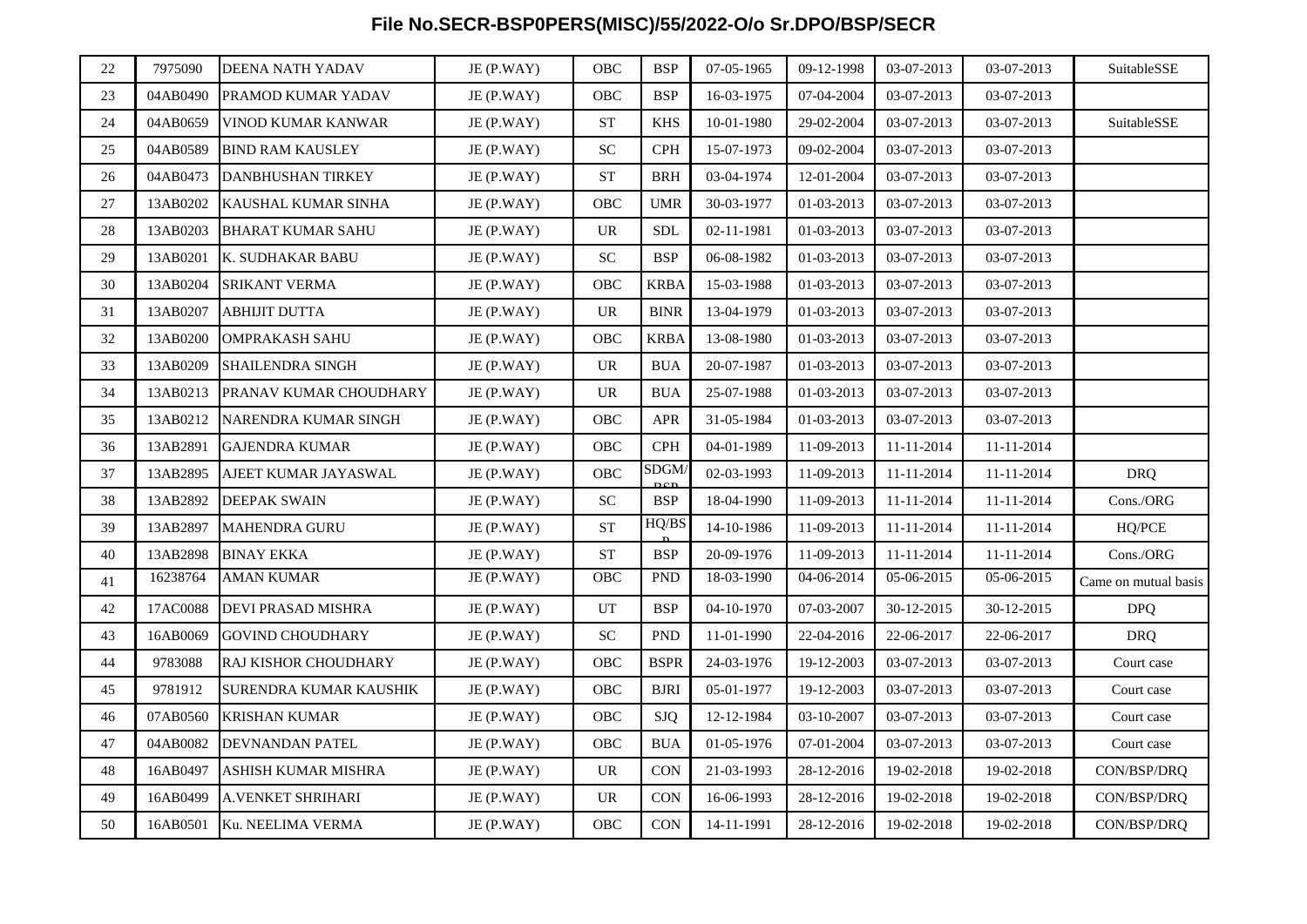# File No.SECR-BSP0PERS(MISC)/55/2022-O/o Sr.DPO/BSP/SECR

| | | | | | | | | | | |
|---|---|---|---|---|---|---|---|---|---|---|
| 22 | 7975090 | DEENA NATH YADAV | JE (P.WAY) | OBC | BSP | 07-05-1965 | 09-12-1998 | 03-07-2013 | 03-07-2013 | SuitableSSE |
| 23 | 04AB0490 | PRAMOD KUMAR YADAV | JE (P.WAY) | OBC | BSP | 16-03-1975 | 07-04-2004 | 03-07-2013 | 03-07-2013 | |
| 24 | 04AB0659 | VINOD KUMAR KANWAR | JE (P.WAY) | ST | KHS | 10-01-1980 | 29-02-2004 | 03-07-2013 | 03-07-2013 | SuitableSSE |
| 25 | 04AB0589 | BIND RAM KAUSLEY | JE (P.WAY) | SC | CPH | 15-07-1973 | 09-02-2004 | 03-07-2013 | 03-07-2013 | |
| 26 | 04AB0473 | DANBHUSHAN TIRKEY | JE (P.WAY) | ST | BRH | 03-04-1974 | 12-01-2004 | 03-07-2013 | 03-07-2013 | |
| 27 | 13AB0202 | KAUSHAL KUMAR SINHA | JE (P.WAY) | OBC | UMR | 30-03-1977 | 01-03-2013 | 03-07-2013 | 03-07-2013 | |
| 28 | 13AB0203 | BHARAT KUMAR SAHU | JE (P.WAY) | UR | SDL | 02-11-1981 | 01-03-2013 | 03-07-2013 | 03-07-2013 | |
| 29 | 13AB0201 | K. SUDHAKAR BABU | JE (P.WAY) | SC | BSP | 06-08-1982 | 01-03-2013 | 03-07-2013 | 03-07-2013 | |
| 30 | 13AB0204 | SRIKANT VERMA | JE (P.WAY) | OBC | KRBA | 15-03-1988 | 01-03-2013 | 03-07-2013 | 03-07-2013 | |
| 31 | 13AB0207 | ABHIJIT DUTTA | JE (P.WAY) | UR | BINR | 13-04-1979 | 01-03-2013 | 03-07-2013 | 03-07-2013 | |
| 32 | 13AB0200 | OMPRAKASH SAHU | JE (P.WAY) | OBC | KRBA | 13-08-1980 | 01-03-2013 | 03-07-2013 | 03-07-2013 | |
| 33 | 13AB0209 | SHAILENDRA SINGH | JE (P.WAY) | UR | BUA | 20-07-1987 | 01-03-2013 | 03-07-2013 | 03-07-2013 | |
| 34 | 13AB0213 | PRANAV KUMAR CHOUDHARY | JE (P.WAY) | UR | BUA | 25-07-1988 | 01-03-2013 | 03-07-2013 | 03-07-2013 | |
| 35 | 13AB0212 | NARENDRA KUMAR SINGH | JE (P.WAY) | OBC | APR | 31-05-1984 | 01-03-2013 | 03-07-2013 | 03-07-2013 | |
| 36 | 13AB2891 | GAJENDRA KUMAR | JE (P.WAY) | OBC | CPH | 04-01-1989 | 11-09-2013 | 11-11-2014 | 11-11-2014 | |
| 37 | 13AB2895 | AJEET KUMAR JAYASWAL | JE (P.WAY) | OBC | SDGM/BSP | 02-03-1993 | 11-09-2013 | 11-11-2014 | 11-11-2014 | DRQ |
| 38 | 13AB2892 | DEEPAK SWAIN | JE (P.WAY) | SC | BSP | 18-04-1990 | 11-09-2013 | 11-11-2014 | 11-11-2014 | Cons./ORG |
| 39 | 13AB2897 | MAHENDRA GURU | JE (P.WAY) | ST | HQ/BSP | 14-10-1986 | 11-09-2013 | 11-11-2014 | 11-11-2014 | HQ/PCE |
| 40 | 13AB2898 | BINAY EKKA | JE (P.WAY) | ST | BSP | 20-09-1976 | 11-09-2013 | 11-11-2014 | 11-11-2014 | Cons./ORG |
| 41 | 16238764 | AMAN KUMAR | JE (P.WAY) | OBC | PND | 18-03-1990 | 04-06-2014 | 05-06-2015 | 05-06-2015 | Came on mutual basis |
| 42 | 17AC0088 | DEVI PRASAD MISHRA | JE (P.WAY) | UT | BSP | 04-10-1970 | 07-03-2007 | 30-12-2015 | 30-12-2015 | DPQ |
| 43 | 16AB0069 | GOVIND CHOUDHARY | JE (P.WAY) | SC | PND | 11-01-1990 | 22-04-2016 | 22-06-2017 | 22-06-2017 | DRQ |
| 44 | 9783088 | RAJ KISHOR CHOUDHARY | JE (P.WAY) | OBC | BSPR | 24-03-1976 | 19-12-2003 | 03-07-2013 | 03-07-2013 | Court case |
| 45 | 9781912 | SURENDRA KUMAR KAUSHIK | JE (P.WAY) | OBC | BJRI | 05-01-1977 | 19-12-2003 | 03-07-2013 | 03-07-2013 | Court case |
| 46 | 07AB0560 | KRISHAN KUMAR | JE (P.WAY) | OBC | SJQ | 12-12-1984 | 03-10-2007 | 03-07-2013 | 03-07-2013 | Court case |
| 47 | 04AB0082 | DEVNANDAN PATEL | JE (P.WAY) | OBC | BUA | 01-05-1976 | 07-01-2004 | 03-07-2013 | 03-07-2013 | Court case |
| 48 | 16AB0497 | ASHISH KUMAR MISHRA | JE (P.WAY) | UR | CON | 21-03-1993 | 28-12-2016 | 19-02-2018 | 19-02-2018 | CON/BSP/DRQ |
| 49 | 16AB0499 | A.VENKET SHRIHARI | JE (P.WAY) | UR | CON | 16-06-1993 | 28-12-2016 | 19-02-2018 | 19-02-2018 | CON/BSP/DRQ |
| 50 | 16AB0501 | Ku. NEELIMA VERMA | JE (P.WAY) | OBC | CON | 14-11-1991 | 28-12-2016 | 19-02-2018 | 19-02-2018 | CON/BSP/DRQ |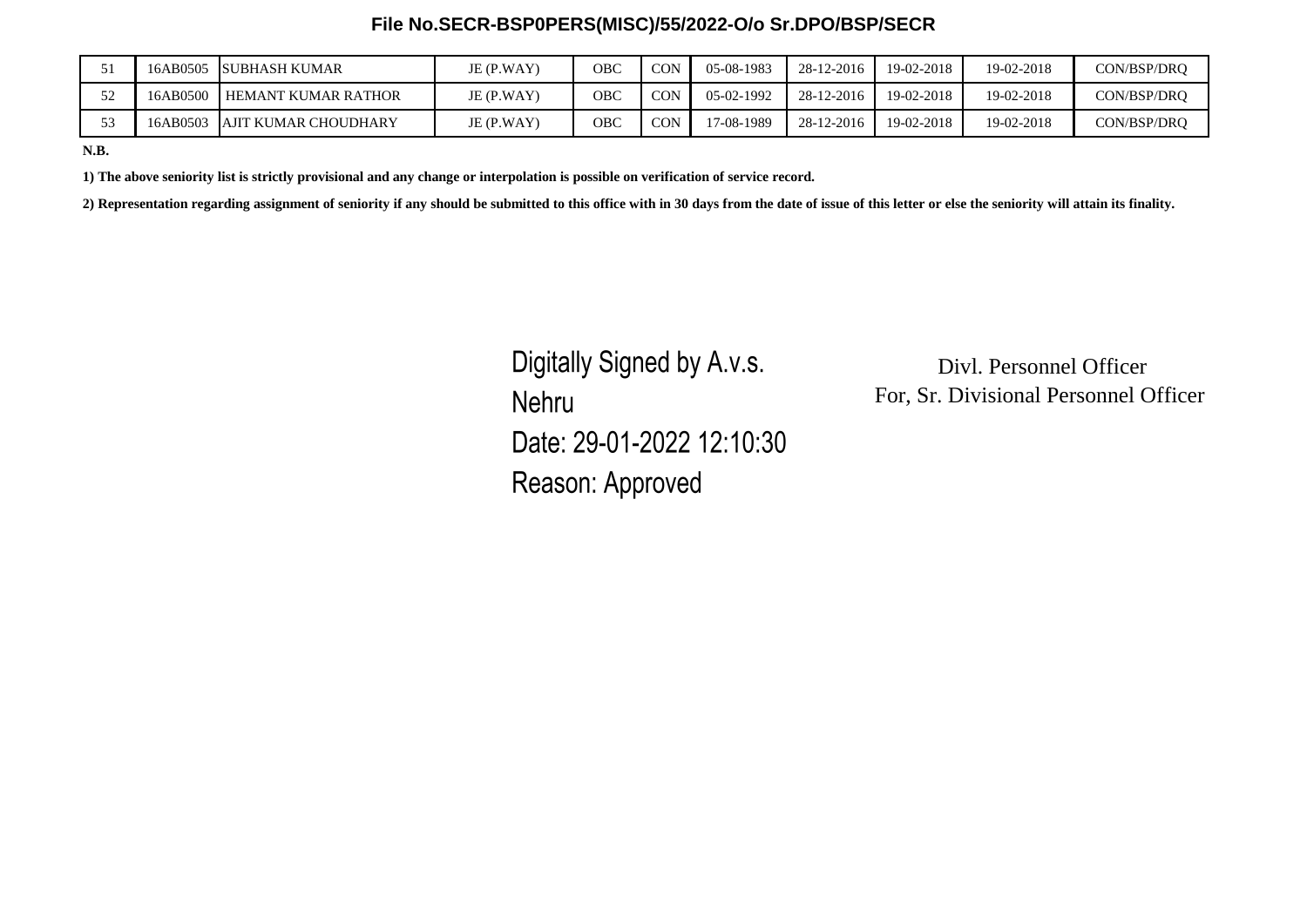File No.SECR-BSP0PERS(MISC)/55/2022-O/o Sr.DPO/BSP/SECR

| | | | | | | | | | | |
|---|---|---|---|---|---|---|---|---|---|---|
| 51 | 16AB0505 | SUBHASH KUMAR | JE (P.WAY) | OBC | CON | 05-08-1983 | 28-12-2016 | 19-02-2018 | 19-02-2018 | CON/BSP/DRQ |
| 52 | 16AB0500 | HEMANT KUMAR RATHOR | JE (P.WAY) | OBC | CON | 05-02-1992 | 28-12-2016 | 19-02-2018 | 19-02-2018 | CON/BSP/DRQ |
| 53 | 16AB0503 | AJIT KUMAR CHOUDHARY | JE (P.WAY) | OBC | CON | 17-08-1989 | 28-12-2016 | 19-02-2018 | 19-02-2018 | CON/BSP/DRQ |

**N.B.**

**1) The above seniority list is strictly provisional and any change or interpolation is possible on verification of service record.**

**2) Representation regarding assignment of seniority if any should be submitted to this office with in 30 days from the date of issue of this letter or else the seniority will attain its finality.**

Digitally Signed by A.v.s. Nehru
Date: 29-01-2022 12:10:30
Reason: Approved

Divl. Personnel Officer
For, Sr. Divisional Personnel Officer